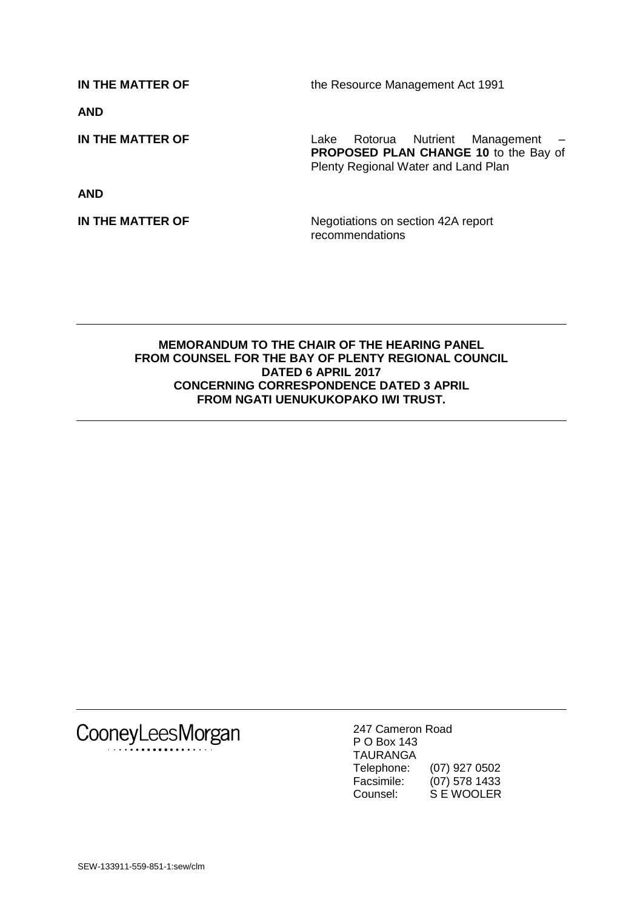| | |
|---|---|
| **IN THE MATTER OF** | the Resource Management Act 1991 |
| **AND** | |
| **IN THE MATTER OF** | Lake Rotorua Nutrient Management – **PROPOSED PLAN CHANGE 10** to the Bay of Plenty Regional Water and Land Plan |
| **AND** | |
| **IN THE MATTER OF** | Negotiations on section 42A report recommendations |

---

**MEMORANDUM TO THE CHAIR OF THE HEARING PANEL FROM COUNSEL FOR THE BAY OF PLENTY REGIONAL COUNCIL DATED 6 APRIL 2017 CONCERNING CORRESPONDENCE DATED 3 APRIL FROM NGATI UENUKUKOPAKO IWI TRUST.**

---

CooneyLeesMorgan

247 Cameron Road
P O Box 143
TAURANGA
Telephone: (07) 927 0502
Facsimile: (07) 578 1433
Counsel: S E WOOLER

SEW-133911-559-851-1:sew/clm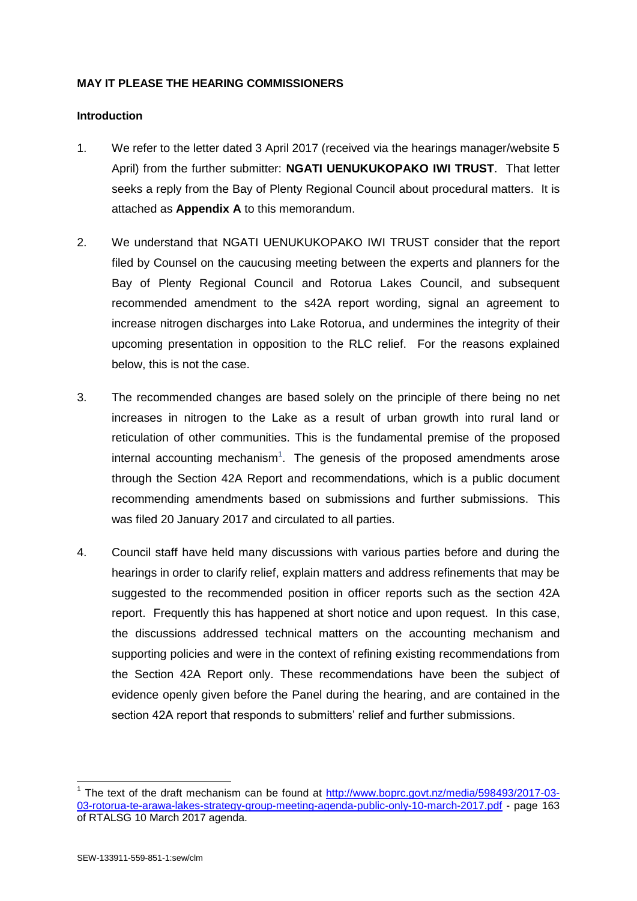**MAY IT PLEASE THE HEARING COMMISSIONERS**

**Introduction**

1. We refer to the letter dated 3 April 2017 (received via the hearings manager/website 5 April) from the further submitter: **NGATI UENUKUKOPAKO IWI TRUST**. That letter seeks a reply from the Bay of Plenty Regional Council about procedural matters. It is attached as **Appendix A** to this memorandum.

2. We understand that NGATI UENUKUKOPAKO IWI TRUST consider that the report filed by Counsel on the caucusing meeting between the experts and planners for the Bay of Plenty Regional Council and Rotorua Lakes Council, and subsequent recommended amendment to the s42A report wording, signal an agreement to increase nitrogen discharges into Lake Rotorua, and undermines the integrity of their upcoming presentation in opposition to the RLC relief. For the reasons explained below, this is not the case.

3. The recommended changes are based solely on the principle of there being no net increases in nitrogen to the Lake as a result of urban growth into rural land or reticulation of other communities. This is the fundamental premise of the proposed internal accounting mechanism[1]. The genesis of the proposed amendments arose through the Section 42A Report and recommendations, which is a public document recommending amendments based on submissions and further submissions. This was filed 20 January 2017 and circulated to all parties.

4. Council staff have held many discussions with various parties before and during the hearings in order to clarify relief, explain matters and address refinements that may be suggested to the recommended position in officer reports such as the section 42A report. Frequently this has happened at short notice and upon request. In this case, the discussions addressed technical matters on the accounting mechanism and supporting policies and were in the context of refining existing recommendations from the Section 42A Report only. These recommendations have been the subject of evidence openly given before the Panel during the hearing, and are contained in the section 42A report that responds to submitters' relief and further submissions.

[1] The text of the draft mechanism can be found at http://www.boprc.govt.nz/media/598493/2017-03-03-rotorua-te-arawa-lakes-strategy-group-meeting-agenda-public-only-10-march-2017.pdf - page 163 of RTALSG 10 March 2017 agenda.

SEW-133911-559-851-1:sew/clm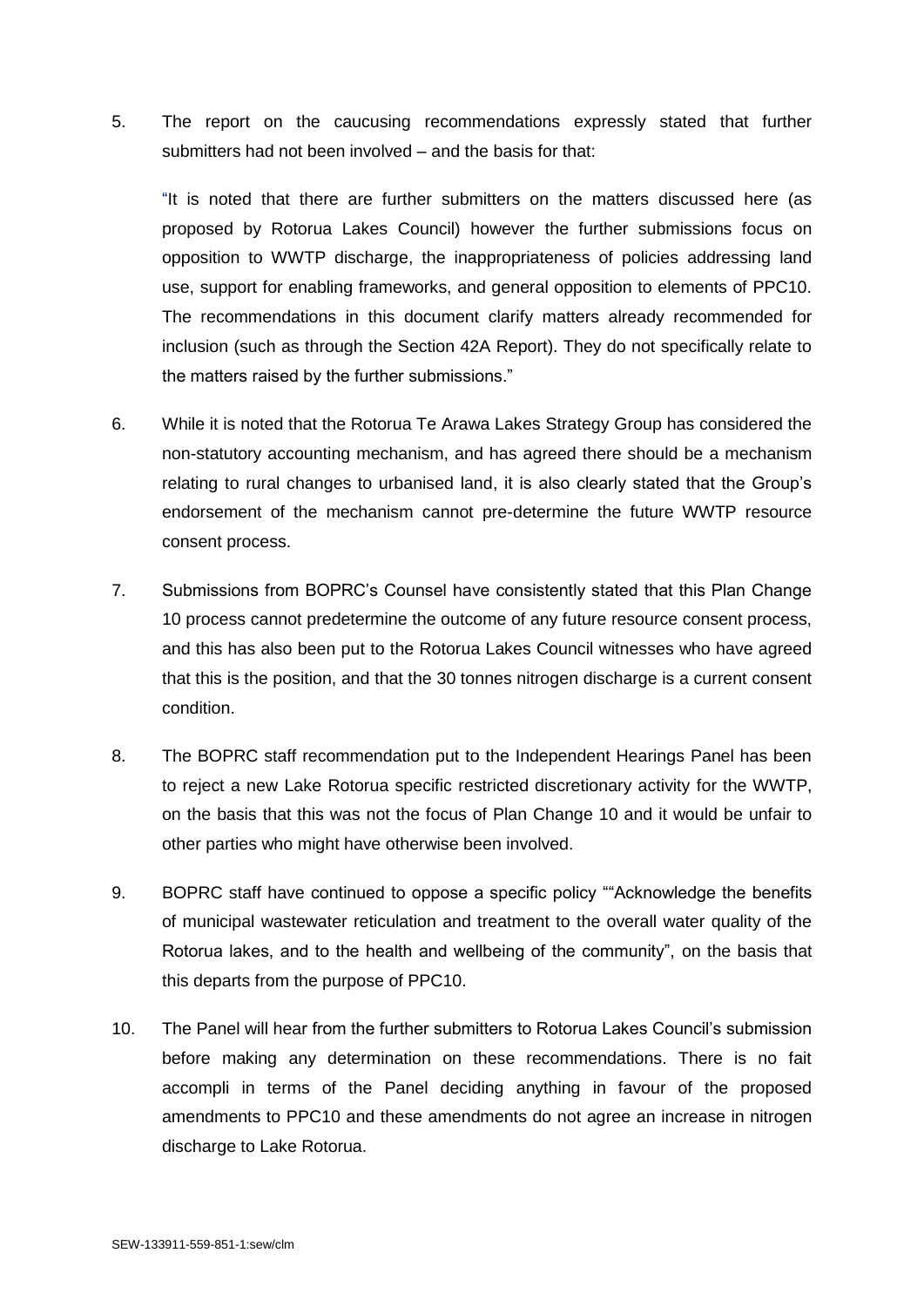5. The report on the caucusing recommendations expressly stated that further submitters had not been involved – and the basis for that:

   "It is noted that there are further submitters on the matters discussed here (as proposed by Rotorua Lakes Council) however the further submissions focus on opposition to WWTP discharge, the inappropriateness of policies addressing land use, support for enabling frameworks, and general opposition to elements of PPC10. The recommendations in this document clarify matters already recommended for inclusion (such as through the Section 42A Report). They do not specifically relate to the matters raised by the further submissions."

6. While it is noted that the Rotorua Te Arawa Lakes Strategy Group has considered the non-statutory accounting mechanism, and has agreed there should be a mechanism relating to rural changes to urbanised land, it is also clearly stated that the Group's endorsement of the mechanism cannot pre-determine the future WWTP resource consent process.

7. Submissions from BOPRC's Counsel have consistently stated that this Plan Change 10 process cannot predetermine the outcome of any future resource consent process, and this has also been put to the Rotorua Lakes Council witnesses who have agreed that this is the position, and that the 30 tonnes nitrogen discharge is a current consent condition.

8. The BOPRC staff recommendation put to the Independent Hearings Panel has been to reject a new Lake Rotorua specific restricted discretionary activity for the WWTP, on the basis that this was not the focus of Plan Change 10 and it would be unfair to other parties who might have otherwise been involved.

9. BOPRC staff have continued to oppose a specific policy ""Acknowledge the benefits of municipal wastewater reticulation and treatment to the overall water quality of the Rotorua lakes, and to the health and wellbeing of the community", on the basis that this departs from the purpose of PPC10.

10. The Panel will hear from the further submitters to Rotorua Lakes Council's submission before making any determination on these recommendations. There is no fait accompli in terms of the Panel deciding anything in favour of the proposed amendments to PPC10 and these amendments do not agree an increase in nitrogen discharge to Lake Rotorua.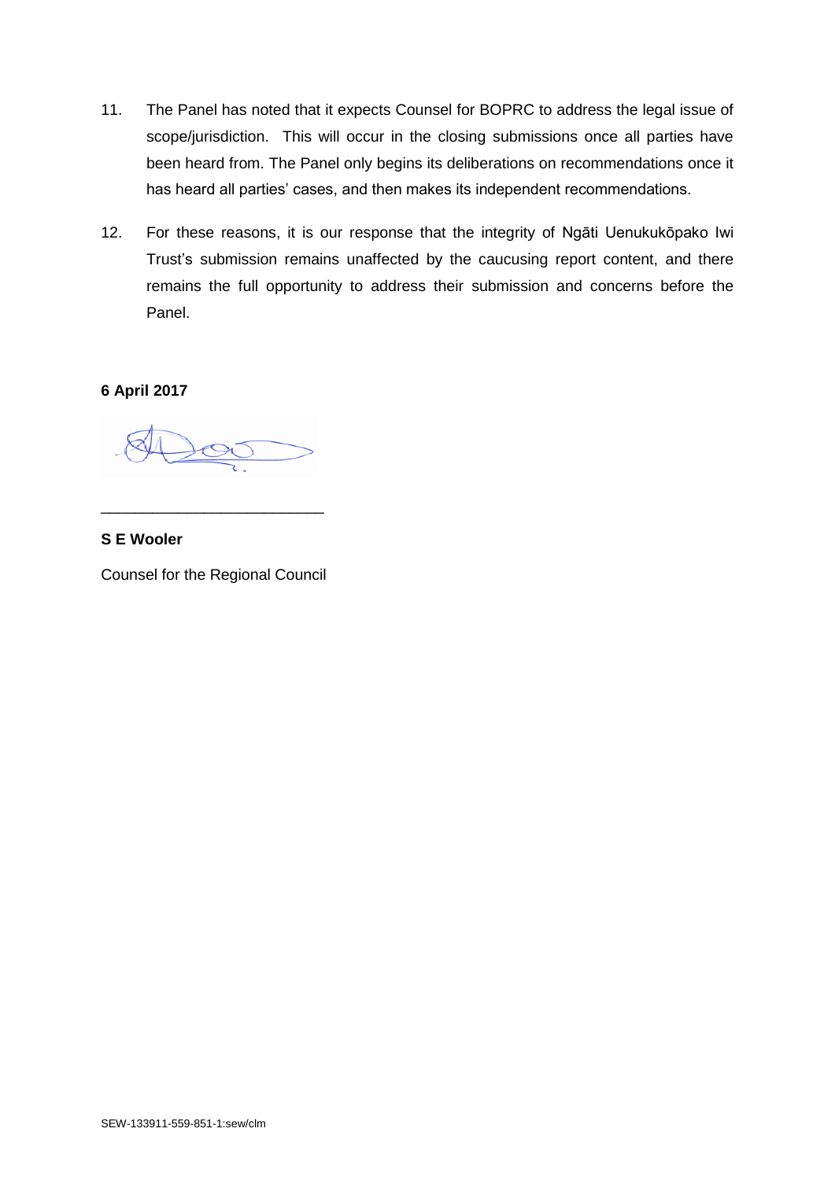11. The Panel has noted that it expects Counsel for BOPRC to address the legal issue of scope/jurisdiction. This will occur in the closing submissions once all parties have been heard from. The Panel only begins its deliberations on recommendations once it has heard all parties' cases, and then makes its independent recommendations.

12. For these reasons, it is our response that the integrity of Ngāti Uenukukōpako Iwi Trust's submission remains unaffected by the caucusing report content, and there remains the full opportunity to address their submission and concerns before the Panel.

**6 April 2017**

\_\_\_\_\_\_\_\_\_\_\_\_\_\_\_\_\_\_\_\_\_\_\_\_\_\_

**S E Wooler**

Counsel for the Regional Council

SEW-133911-559-851-1:sew/clm